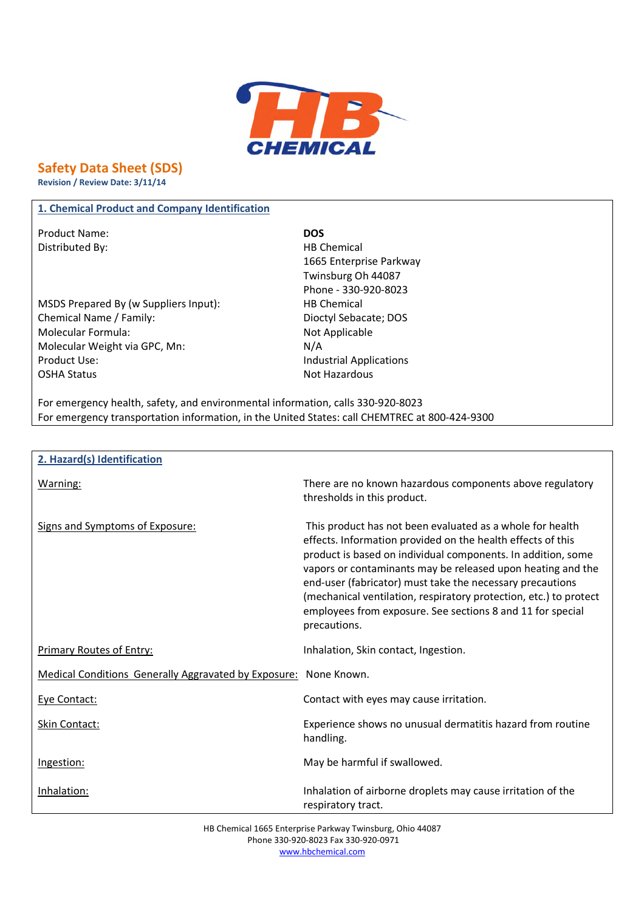# Safety Data Sheet (SDS)

**Revision / Review Date: 3/11/14**

## 1. Chemical Product and Company Identification

| | |
|---|---|
| Product Name: | **DOS** |
| Distributed By: | HB Chemical<br>1665 Enterprise Parkway<br>Twinsburg Oh 44087<br>Phone - 330-920-8023 |
| MSDS Prepared By (w Suppliers Input): | HB Chemical |
| Chemical Name / Family: | Dioctyl Sebacate; DOS |
| Molecular Formula: | Not Applicable |
| Molecular Weight via GPC, Mn: | N/A |
| Product Use: | Industrial Applications |
| OSHA Status | Not Hazardous |

For emergency health, safety, and environmental information, calls 330-920-8023
For emergency transportation information, in the United States: call CHEMTREC at 800-424-9300

## 2. Hazard(s) Identification

| | |
|---|---|
| Warning: | There are no known hazardous components above regulatory thresholds in this product. |
| Signs and Symptoms of Exposure: | This product has not been evaluated as a whole for health effects. Information provided on the health effects of this product is based on individual components. In addition, some vapors or contaminants may be released upon heating and the end-user (fabricator) must take the necessary precautions (mechanical ventilation, respiratory protection, etc.) to protect employees from exposure. See sections 8 and 11 for special precautions. |
| Primary Routes of Entry: | Inhalation, Skin contact, Ingestion. |
| Medical Conditions Generally Aggravated by Exposure: | None Known. |
| Eye Contact: | Contact with eyes may cause irritation. |
| Skin Contact: | Experience shows no unusual dermatitis hazard from routine handling. |
| Ingestion: | May be harmful if swallowed. |
| Inhalation: | Inhalation of airborne droplets may cause irritation of the respiratory tract. |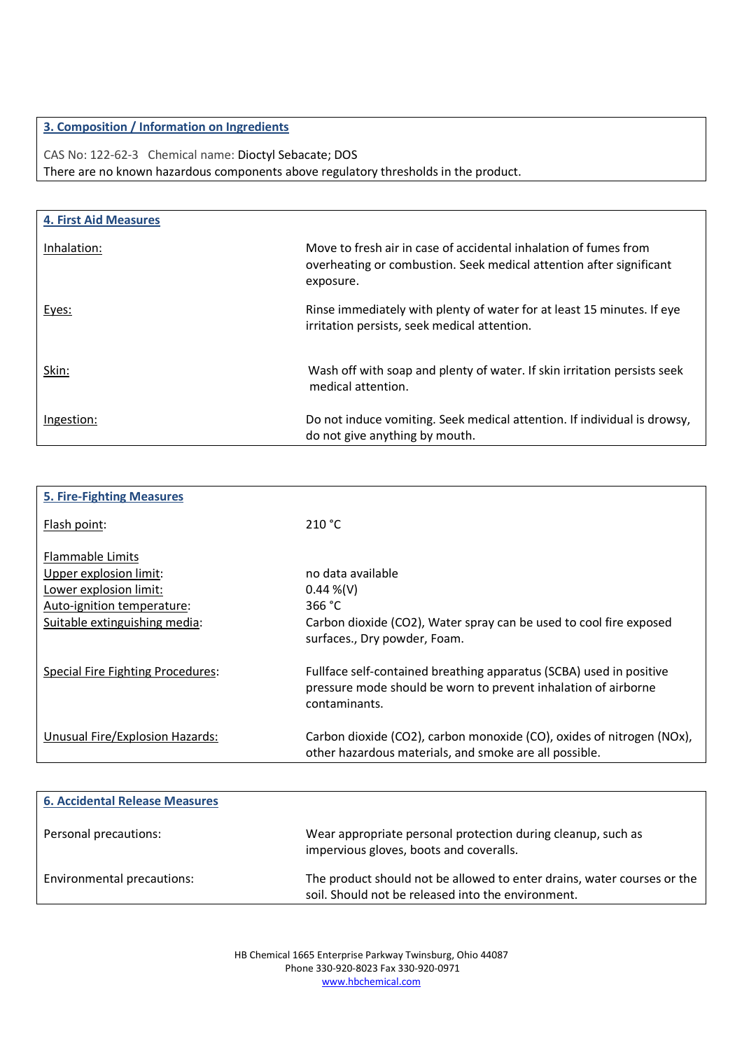## 3. Composition / Information on Ingredients

CAS No: 122-62-3 Chemical name: Dioctyl Sebacate; DOS

There are no known hazardous components above regulatory thresholds in the product.

## 4. First Aid Measures

| | |
|---|---|
| Inhalation: | Move to fresh air in case of accidental inhalation of fumes from overheating or combustion. Seek medical attention after significant exposure. |
| Eyes: | Rinse immediately with plenty of water for at least 15 minutes. If eye irritation persists, seek medical attention. |
| Skin: | Wash off with soap and plenty of water. If skin irritation persists seek medical attention. |
| Ingestion: | Do not induce vomiting. Seek medical attention. If individual is drowsy, do not give anything by mouth. |

## 5. Fire-Fighting Measures

| | |
|---|---|
| Flash point: | 210 °C |
| Flammable Limits | |
| Upper explosion limit: | no data available |
| Lower explosion limit: | 0.44 %(V) |
| Auto-ignition temperature: | 366 °C |
| Suitable extinguishing media: | Carbon dioxide ($CO_2$), Water spray can be used to cool fire exposed surfaces., Dry powder, Foam. |
| Special Fire Fighting Procedures: | Fullface self-contained breathing apparatus (SCBA) used in positive pressure mode should be worn to prevent inhalation of airborne contaminants. |
| Unusual Fire/Explosion Hazards: | Carbon dioxide ($CO_2$), carbon monoxide (CO), oxides of nitrogen ($NO_x$), other hazardous materials, and smoke are all possible. |

## 6. Accidental Release Measures

| | |
|---|---|
| Personal precautions: | Wear appropriate personal protection during cleanup, such as impervious gloves, boots and coveralls. |
| Environmental precautions: | The product should not be allowed to enter drains, water courses or the soil. Should not be released into the environment. |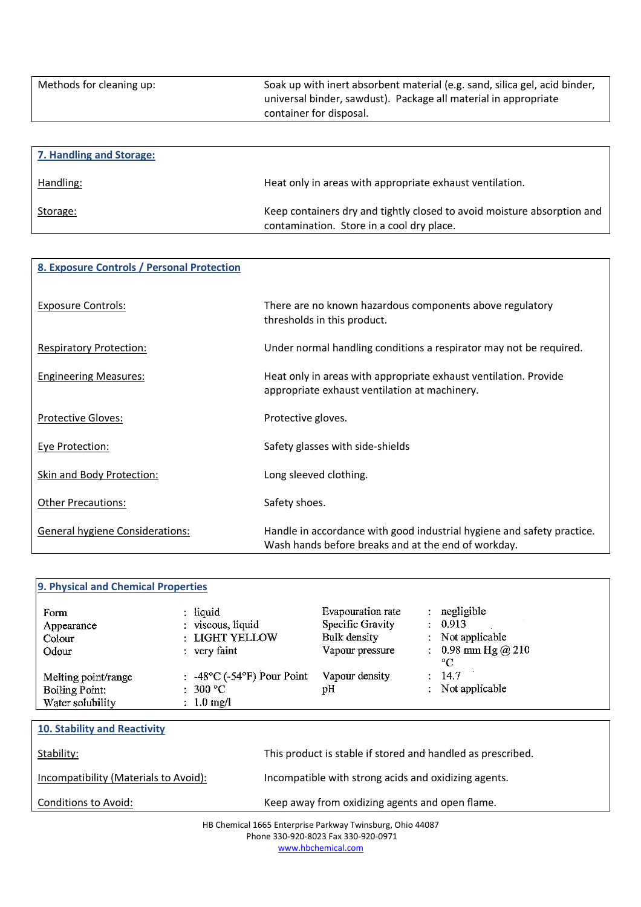| | |
|---|---|
| Methods for cleaning up: | Soak up with inert absorbent material (e.g. sand, silica gel, acid binder, universal binder, sawdust). Package all material in appropriate container for disposal. |

## 7. Handling and Storage:

| | |
|---|---|
| Handling: | Heat only in areas with appropriate exhaust ventilation. |
| Storage: | Keep containers dry and tightly closed to avoid moisture absorption and contamination. Store in a cool dry place. |

## 8. Exposure Controls / Personal Protection

| | |
|---|---|
| Exposure Controls: | There are no known hazardous components above regulatory thresholds in this product. |
| Respiratory Protection: | Under normal handling conditions a respirator may not be required. |
| Engineering Measures: | Heat only in areas with appropriate exhaust ventilation. Provide appropriate exhaust ventilation at machinery. |
| Protective Gloves: | Protective gloves. |
| Eye Protection: | Safety glasses with side-shields |
| Skin and Body Protection: | Long sleeved clothing. |
| Other Precautions: | Safety shoes. |
| General hygiene Considerations: | Handle in accordance with good industrial hygiene and safety practice. Wash hands before breaks and at the end of workday. |

## 9. Physical and Chemical Properties

| | | | |
|---|---|---|---|
| Form | : liquid | Evapouration rate | : negligible |
| Appearance | : viscous, liquid | Specific Gravity | : 0.913 |
| Colour | : LIGHT YELLOW | Bulk density | : Not applicable |
| Odour | : very faint | Vapour pressure | : 0.98 mm Hg @ 210 °C |
| Melting point/range | : -48°C (-54°F) Pour Point | Vapour density | : 14.7 |
| Boiling Point: | : 300 °C | pH | : Not applicable |
| Water solubility | : 1.0 mg/l | | |

## 10. Stability and Reactivity

| | |
|---|---|
| Stability: | This product is stable if stored and handled as prescribed. |
| Incompatibility (Materials to Avoid): | Incompatible with strong acids and oxidizing agents. |
| Conditions to Avoid: | Keep away from oxidizing agents and open flame. |

HB Chemical 1665 Enterprise Parkway Twinsburg, Ohio 44087
Phone 330-920-8023 Fax 330-920-0971
www.hbchemical.com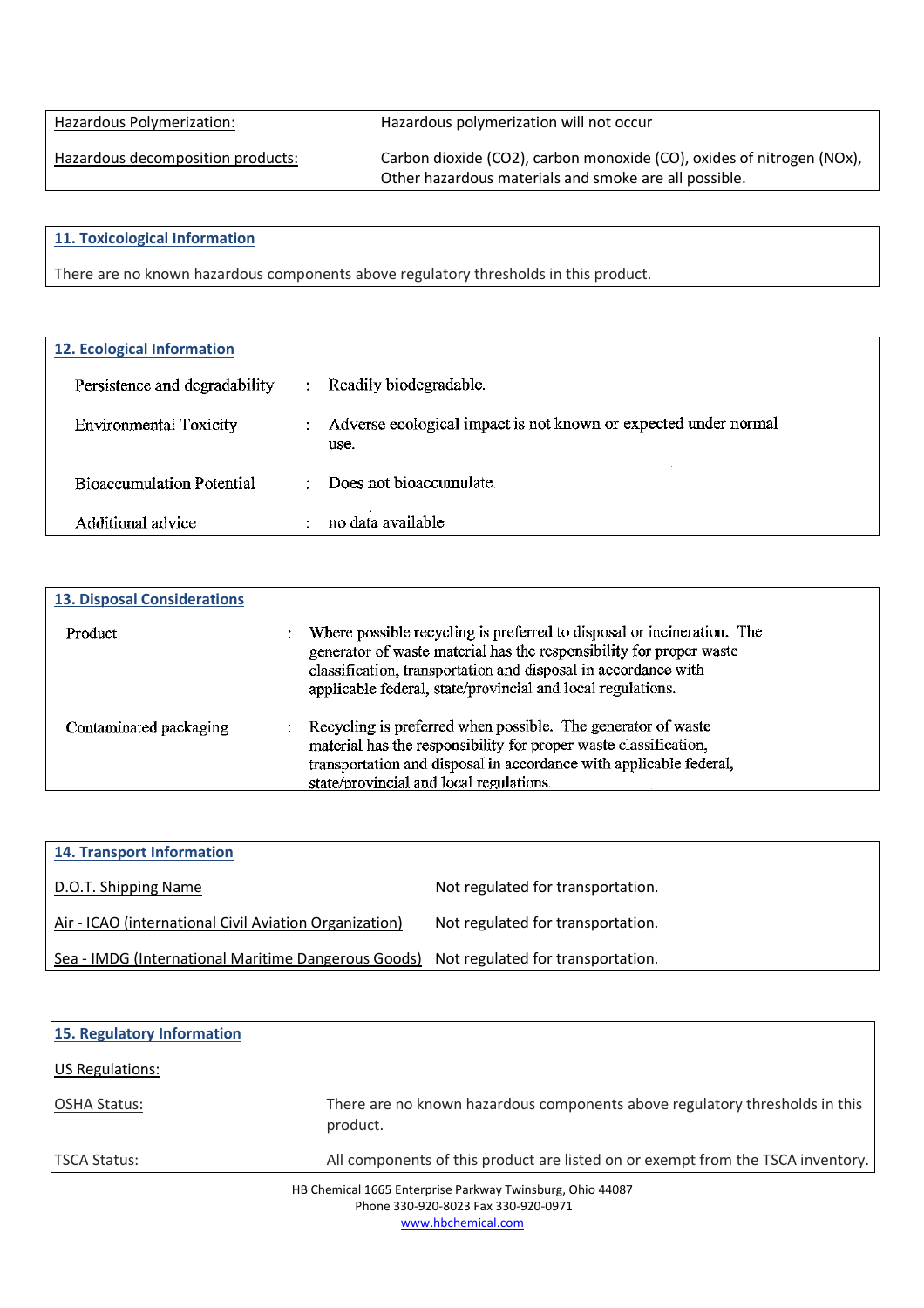| | |
|---|---|
| Hazardous Polymerization: | Hazardous polymerization will not occur |
| Hazardous decomposition products: | Carbon dioxide ($CO_2$), carbon monoxide (CO), oxides of nitrogen ($NO_x$), Other hazardous materials and smoke are all possible. |

## 11. Toxicological Information

There are no known hazardous components above regulatory thresholds in this product.

## 12. Ecological Information

| | | |
|---|---|---|
| Persistence and degradability | : | Readily biodegradable. |
| Environmental Toxicity | : | Adverse ecological impact is not known or expected under normal use. |
| Bioaccumulation Potential | : | Does not bioaccumulate. |
| Additional advice | : | no data available |

## 13. Disposal Considerations

| | | |
|---|---|---|
| Product | : | Where possible recycling is preferred to disposal or incineration. The generator of waste material has the responsibility for proper waste classification, transportation and disposal in accordance with applicable federal, state/provincial and local regulations. |
| Contaminated packaging | : | Recycling is preferred when possible. The generator of waste material has the responsibility for proper waste classification, transportation and disposal in accordance with applicable federal, state/provincial and local regulations. |

## 14. Transport Information

| | |
|---|---|
| D.O.T. Shipping Name | Not regulated for transportation. |
| Air - ICAO (international Civil Aviation Organization) | Not regulated for transportation. |
| Sea - IMDG (International Maritime Dangerous Goods) | Not regulated for transportation. |

## 15. Regulatory Information

US Regulations:

| | |
|---|---|
| OSHA Status: | There are no known hazardous components above regulatory thresholds in this product. |
| TSCA Status: | All components of this product are listed on or exempt from the TSCA inventory. |

HB Chemical 1665 Enterprise Parkway Twinsburg, Ohio 44087
Phone 330-920-8023 Fax 330-920-0971
www.hbchemical.com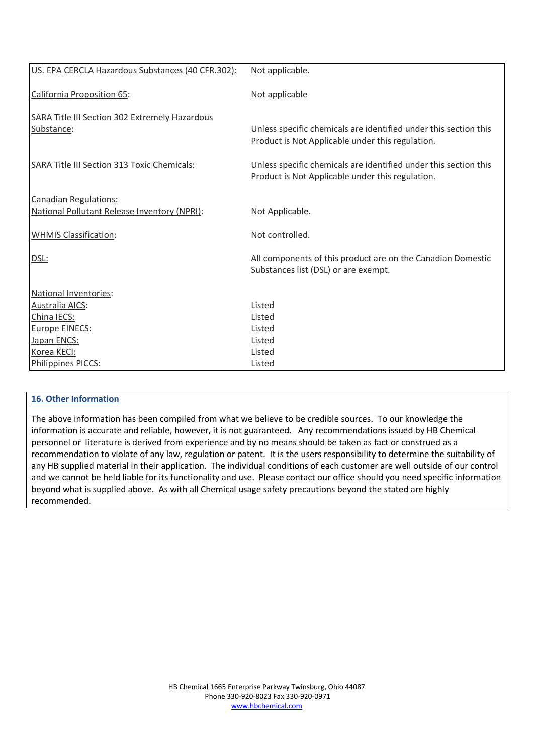| | |
|---|---|
| US. EPA CERCLA Hazardous Substances (40 CFR.302): | Not applicable. |
| California Proposition 65: | Not applicable |
| SARA Title III Section 302 Extremely Hazardous Substance: | Unless specific chemicals are identified under this section this Product is Not Applicable under this regulation. |
| SARA Title III Section 313 Toxic Chemicals: | Unless specific chemicals are identified under this section this Product is Not Applicable under this regulation. |
| Canadian Regulations: | |
| National Pollutant Release Inventory (NPRI): | Not Applicable. |
| WHMIS Classification: | Not controlled. |
| DSL: | All components of this product are on the Canadian Domestic Substances list (DSL) or are exempt. |
| National Inventories: | |
| Australia AICS: | Listed |
| China IECS: | Listed |
| Europe EINECS: | Listed |
| Japan ENCS: | Listed |
| Korea KECI: | Listed |
| Philippines PICCS: | Listed |

## 16. Other Information

The above information has been compiled from what we believe to be credible sources. To our knowledge the information is accurate and reliable, however, it is not guaranteed. Any recommendations issued by HB Chemical personnel or literature is derived from experience and by no means should be taken as fact or construed as a recommendation to violate of any law, regulation or patent. It is the users responsibility to determine the suitability of any HB supplied material in their application. The individual conditions of each customer are well outside of our control and we cannot be held liable for its functionality and use. Please contact our office should you need specific information beyond what is supplied above. As with all Chemical usage safety precautions beyond the stated are highly recommended.

HB Chemical 1665 Enterprise Parkway Twinsburg, Ohio 44087
Phone 330-920-8023 Fax 330-920-0971
www.hbchemical.com